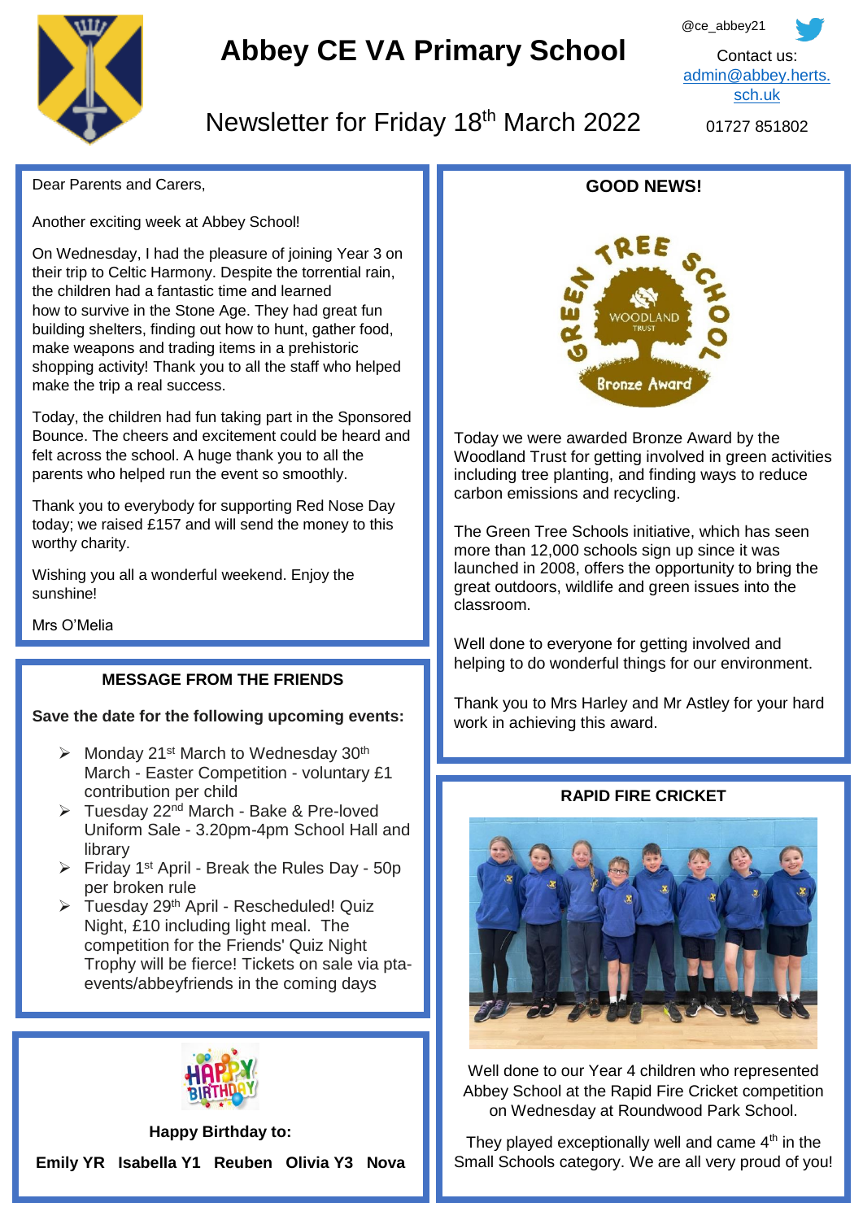# Abbey CE VA Primary School

## Newsletter for Friday 18th March 2022

@ce_abbey21

Contact us: admin@abbey.herts.sch.uk

01727 851802

Dear Parents and Carers,

Another exciting week at Abbey School!

On Wednesday, I had the pleasure of joining Year 3 on their trip to Celtic Harmony. Despite the torrential rain, the children had a fantastic time and learned how to survive in the Stone Age. They had great fun building shelters, finding out how to hunt, gather food, make weapons and trading items in a prehistoric shopping activity! Thank you to all the staff who helped make the trip a real success.

Today, the children had fun taking part in the Sponsored Bounce. The cheers and excitement could be heard and felt across the school. A huge thank you to all the parents who helped run the event so smoothly.

Thank you to everybody for supporting Red Nose Day today; we raised £157 and will send the money to this worthy charity.

Wishing you all a wonderful weekend. Enjoy the sunshine!

Mrs O'Melia

### MESSAGE FROM THE FRIENDS

**Save the date for the following upcoming events:**

- Monday 21st March to Wednesday 30th March - Easter Competition - voluntary £1 contribution per child
- Tuesday 22nd March - Bake & Pre-loved Uniform Sale - 3.20pm-4pm School Hall and library
- Friday 1st April - Break the Rules Day - 50p per broken rule
- Tuesday 29th April - Rescheduled! Quiz Night, £10 including light meal. The competition for the Friends' Quiz Night Trophy will be fierce! Tickets on sale via pta-events/abbeyfriends in the coming days

**Happy Birthday to:**

**Emily YR Isabella Y1 Reuben Olivia Y3 Nova**

### GOOD NEWS!

Today we were awarded Bronze Award by the Woodland Trust for getting involved in green activities including tree planting, and finding ways to reduce carbon emissions and recycling.

The Green Tree Schools initiative, which has seen more than 12,000 schools sign up since it was launched in 2008, offers the opportunity to bring the great outdoors, wildlife and green issues into the classroom.

Well done to everyone for getting involved and helping to do wonderful things for our environment.

Thank you to Mrs Harley and Mr Astley for your hard work in achieving this award.

### RAPID FIRE CRICKET

Well done to our Year 4 children who represented Abbey School at the Rapid Fire Cricket competition on Wednesday at Roundwood Park School.

They played exceptionally well and came 4th in the Small Schools category. We are all very proud of you!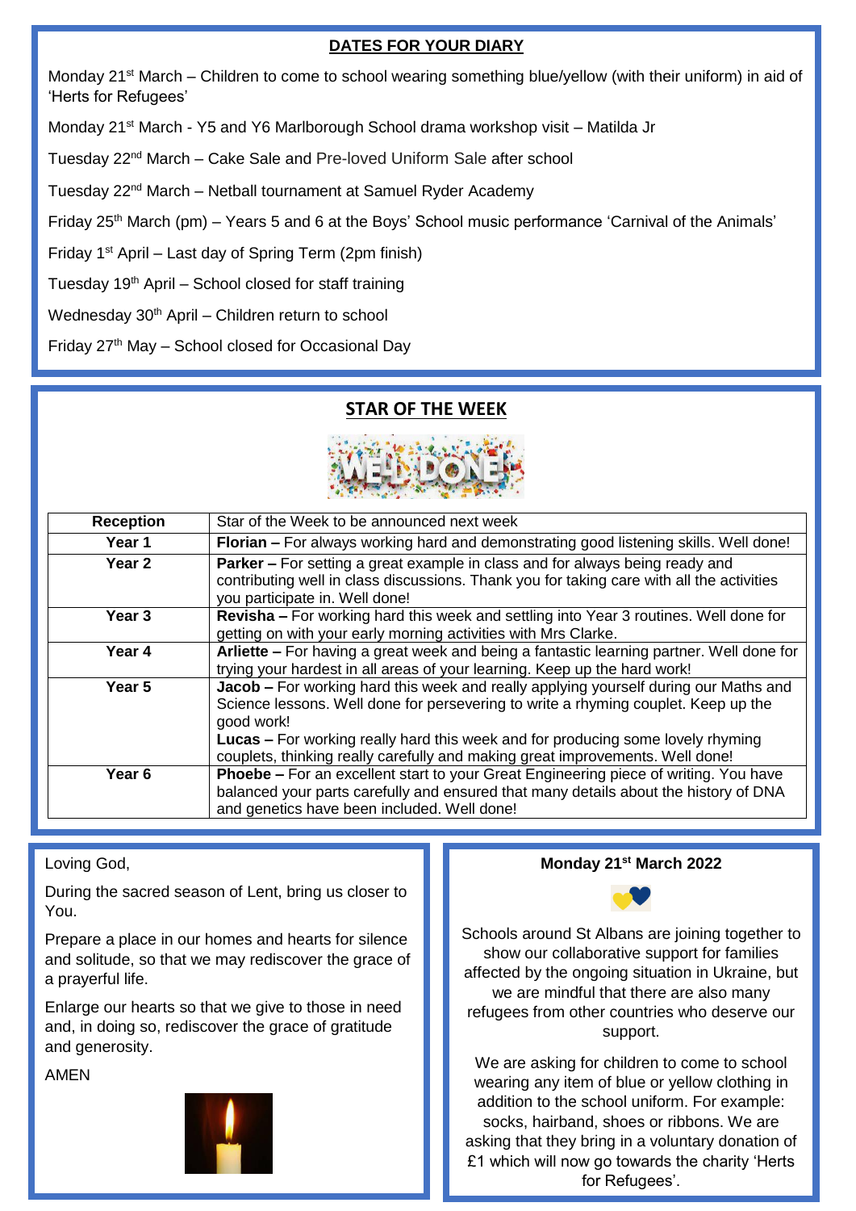## DATES FOR YOUR DIARY

Monday 21st March – Children to come to school wearing something blue/yellow (with their uniform) in aid of 'Herts for Refugees'

Monday 21st March - Y5 and Y6 Marlborough School drama workshop visit – Matilda Jr

Tuesday 22nd March – Cake Sale and Pre-loved Uniform Sale after school

Tuesday 22nd March – Netball tournament at Samuel Ryder Academy

Friday 25th March (pm) – Years 5 and 6 at the Boys' School music performance 'Carnival of the Animals'

Friday 1st April – Last day of Spring Term (2pm finish)

Tuesday 19th April – School closed for staff training

Wednesday 30th April – Children return to school

Friday 27th May – School closed for Occasional Day

## STAR OF THE WEEK

WELL DONE!

| Reception | Star of the Week to be announced next week |
|---|---|
| Year 1 | **Florian –** For always working hard and demonstrating good listening skills. Well done! |
| Year 2 | **Parker –** For setting a great example in class and for always being ready and contributing well in class discussions. Thank you for taking care with all the activities you participate in. Well done! |
| Year 3 | **Revisha –** For working hard this week and settling into Year 3 routines. Well done for getting on with your early morning activities with Mrs Clarke. |
| Year 4 | **Arliette –** For having a great week and being a fantastic learning partner. Well done for trying your hardest in all areas of your learning. Keep up the hard work! |
| Year 5 | **Jacob –** For working hard this week and really applying yourself during our Maths and Science lessons. Well done for persevering to write a rhyming couplet. Keep up the good work!<br>**Lucas –** For working really hard this week and for producing some lovely rhyming couplets, thinking really carefully and making great improvements. Well done! |
| Year 6 | **Phoebe –** For an excellent start to your Great Engineering piece of writing. You have balanced your parts carefully and ensured that many details about the history of DNA and genetics have been included. Well done! |

Loving God,

During the sacred season of Lent, bring us closer to You.

Prepare a place in our homes and hearts for silence and solitude, so that we may rediscover the grace of a prayerful life.

Enlarge our hearts so that we give to those in need and, in doing so, rediscover the grace of gratitude and generosity.

AMEN

**Monday 21st March 2022**

Schools around St Albans are joining together to show our collaborative support for families affected by the ongoing situation in Ukraine, but we are mindful that there are also many refugees from other countries who deserve our support.

We are asking for children to come to school wearing any item of blue or yellow clothing in addition to the school uniform. For example: socks, hairband, shoes or ribbons. We are asking that they bring in a voluntary donation of £1 which will now go towards the charity 'Herts for Refugees'.